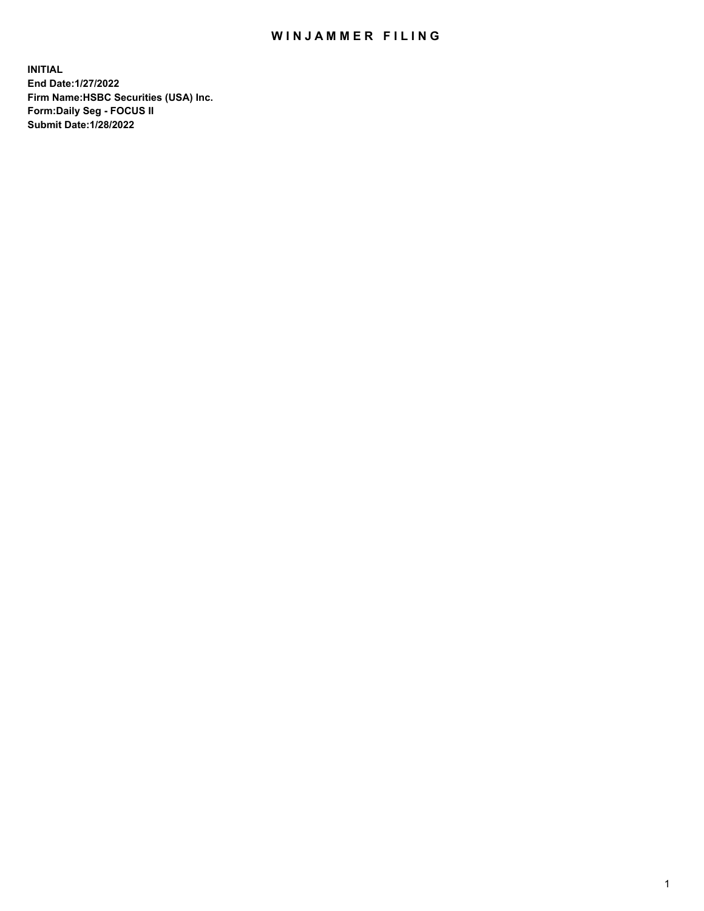# WINJAMMER FILING

**INITIAL**
**End Date:1/27/2022**
**Firm Name:HSBC Securities (USA) Inc.**
**Form:Daily Seg - FOCUS II**
**Submit Date:1/28/2022**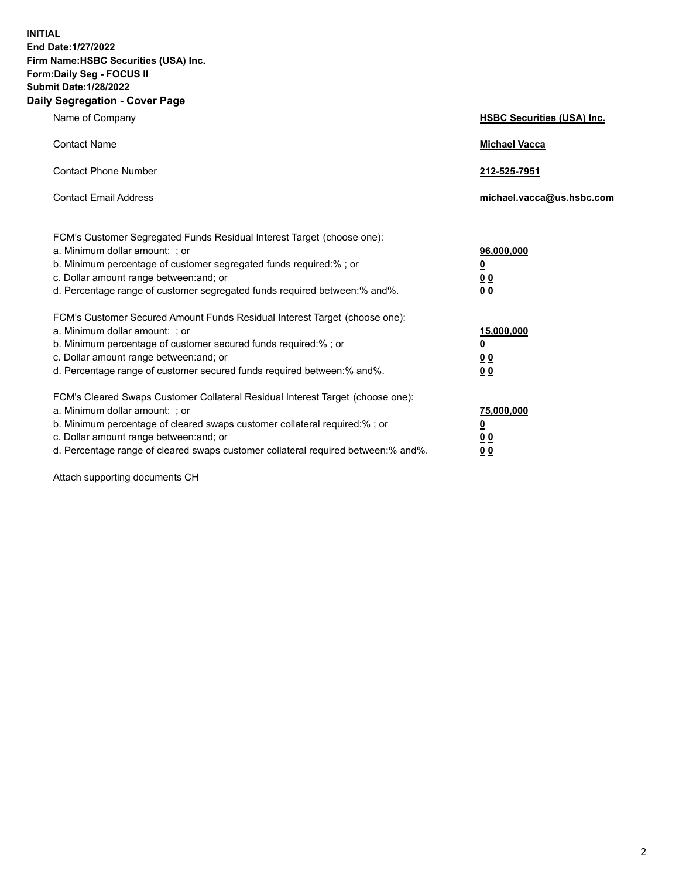**INITIAL**
**End Date:1/27/2022**
**Firm Name:HSBC Securities (USA) Inc.**
**Form:Daily Seg - FOCUS II**
**Submit Date:1/28/2022**

## Daily Segregation - Cover Page

| | |
|---|---|
| Name of Company | **HSBC Securities (USA) Inc.** |
| Contact Name | **Michael Vacca** |
| Contact Phone Number | **212-525-7951** |
| Contact Email Address | **michael.vacca@us.hsbc.com** |

| | |
|---|---|
| FCM's Customer Segregated Funds Residual Interest Target (choose one): | |
| a. Minimum dollar amount: ; or | **96,000,000** |
| b. Minimum percentage of customer segregated funds required:% ; or | **0** |
| c. Dollar amount range between:and; or | **0 0** |
| d. Percentage range of customer segregated funds required between:% and%. | **0 0** |
| FCM's Customer Secured Amount Funds Residual Interest Target (choose one): | |
| a. Minimum dollar amount: ; or | **15,000,000** |
| b. Minimum percentage of customer secured funds required:% ; or | **0** |
| c. Dollar amount range between:and; or | **0 0** |
| d. Percentage range of customer secured funds required between:% and%. | **0 0** |
| FCM's Cleared Swaps Customer Collateral Residual Interest Target (choose one): | |
| a. Minimum dollar amount: ; or | **75,000,000** |
| b. Minimum percentage of cleared swaps customer collateral required:% ; or | **0** |
| c. Dollar amount range between:and; or | **0 0** |
| d. Percentage range of cleared swaps customer collateral required between:% and%. | **0 0** |

Attach supporting documents CH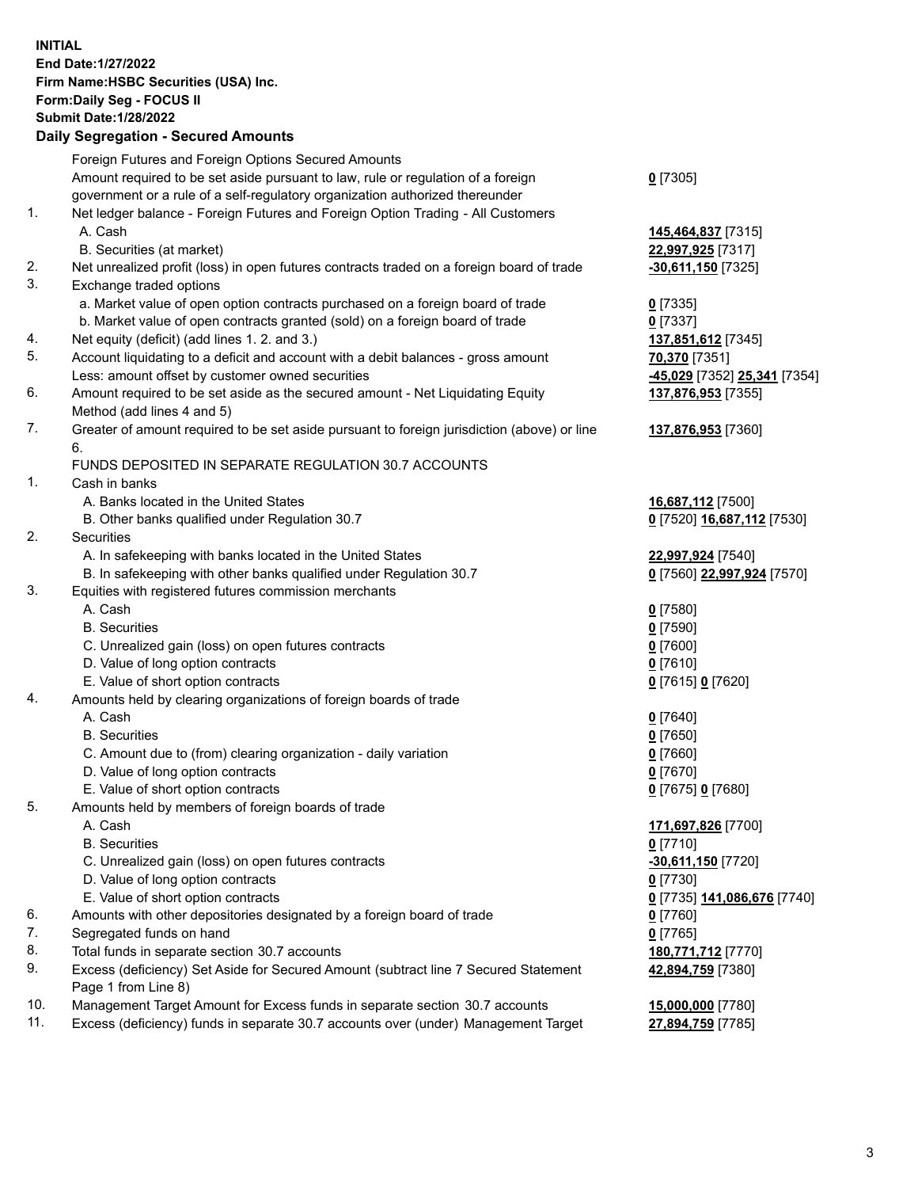**INITIAL**
**End Date:1/27/2022**
**Firm Name:HSBC Securities (USA) Inc.**
**Form:Daily Seg - FOCUS II**
**Submit Date:1/28/2022**

## Daily Segregation - Secured Amounts

| | | |
|---|---|---|
| | Foreign Futures and Foreign Options Secured Amounts | |
| | Amount required to be set aside pursuant to law, rule or regulation of a foreign government or a rule of a self-regulatory organization authorized thereunder | **0** [7305] |
| 1. | Net ledger balance - Foreign Futures and Foreign Option Trading - All Customers | |
| | A. Cash | **145,464,837** [7315] |
| | B. Securities (at market) | **22,997,925** [7317] |
| 2. | Net unrealized profit (loss) in open futures contracts traded on a foreign board of trade | **-30,611,150** [7325] |
| 3. | Exchange traded options | |
| | a. Market value of open option contracts purchased on a foreign board of trade | **0** [7335] |
| | b. Market value of open contracts granted (sold) on a foreign board of trade | **0** [7337] |
| 4. | Net equity (deficit) (add lines 1. 2. and 3.) | **137,851,612** [7345] |
| 5. | Account liquidating to a deficit and account with a debit balances - gross amount | **70,370** [7351] |
| | Less: amount offset by customer owned securities | **-45,029** [7352] **25,341** [7354] |
| 6. | Amount required to be set aside as the secured amount - Net Liquidating Equity Method (add lines 4 and 5) | **137,876,953** [7355] |
| 7. | Greater of amount required to be set aside pursuant to foreign jurisdiction (above) or line 6. | **137,876,953** [7360] |
| | FUNDS DEPOSITED IN SEPARATE REGULATION 30.7 ACCOUNTS | |
| 1. | Cash in banks | |
| | A. Banks located in the United States | **16,687,112** [7500] |
| | B. Other banks qualified under Regulation 30.7 | **0** [7520] **16,687,112** [7530] |
| 2. | Securities | |
| | A. In safekeeping with banks located in the United States | **22,997,924** [7540] |
| | B. In safekeeping with other banks qualified under Regulation 30.7 | **0** [7560] **22,997,924** [7570] |
| 3. | Equities with registered futures commission merchants | |
| | A. Cash | **0** [7580] |
| | B. Securities | **0** [7590] |
| | C. Unrealized gain (loss) on open futures contracts | **0** [7600] |
| | D. Value of long option contracts | **0** [7610] |
| | E. Value of short option contracts | **0** [7615] **0** [7620] |
| 4. | Amounts held by clearing organizations of foreign boards of trade | |
| | A. Cash | **0** [7640] |
| | B. Securities | **0** [7650] |
| | C. Amount due to (from) clearing organization - daily variation | **0** [7660] |
| | D. Value of long option contracts | **0** [7670] |
| | E. Value of short option contracts | **0** [7675] **0** [7680] |
| 5. | Amounts held by members of foreign boards of trade | |
| | A. Cash | **171,697,826** [7700] |
| | B. Securities | **0** [7710] |
| | C. Unrealized gain (loss) on open futures contracts | **-30,611,150** [7720] |
| | D. Value of long option contracts | **0** [7730] |
| | E. Value of short option contracts | **0** [7735] **141,086,676** [7740] |
| 6. | Amounts with other depositories designated by a foreign board of trade | **0** [7760] |
| 7. | Segregated funds on hand | **0** [7765] |
| 8. | Total funds in separate section 30.7 accounts | **180,771,712** [7770] |
| 9. | Excess (deficiency) Set Aside for Secured Amount (subtract line 7 Secured Statement Page 1 from Line 8) | **42,894,759** [7380] |
| 10. | Management Target Amount for Excess funds in separate section 30.7 accounts | **15,000,000** [7780] |
| 11. | Excess (deficiency) funds in separate 30.7 accounts over (under) Management Target | **27,894,759** [7785] |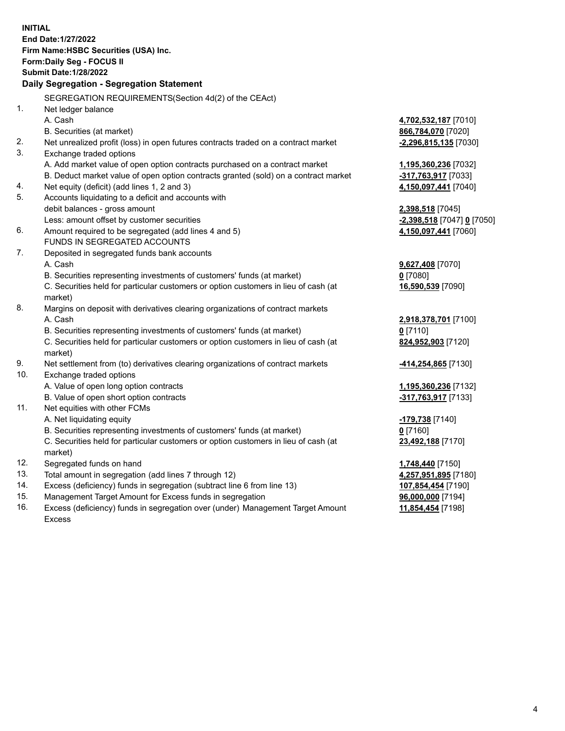**INITIAL**
**End Date:1/27/2022**
**Firm Name:HSBC Securities (USA) Inc.**
**Form:Daily Seg - FOCUS II**
**Submit Date:1/28/2022**

### Daily Segregation - Segregation Statement

SEGREGATION REQUIREMENTS(Section 4d(2) of the CEAct)

| | | |
|---|---|---|
| 1. | Net ledger balance | |
| | A. Cash | **4,702,532,187** [7010] |
| | B. Securities (at market) | **866,784,070** [7020] |
| 2. | Net unrealized profit (loss) in open futures contracts traded on a contract market | **-2,296,815,135** [7030] |
| 3. | Exchange traded options | |
| | A. Add market value of open option contracts purchased on a contract market | **1,195,360,236** [7032] |
| | B. Deduct market value of open option contracts granted (sold) on a contract market | **-317,763,917** [7033] |
| 4. | Net equity (deficit) (add lines 1, 2 and 3) | **4,150,097,441** [7040] |
| 5. | Accounts liquidating to a deficit and accounts with | |
| | debit balances - gross amount | **2,398,518** [7045] |
| | Less: amount offset by customer securities | **-2,398,518** [7047] **0** [7050] |
| 6. | Amount required to be segregated (add lines 4 and 5) | **4,150,097,441** [7060] |
| | FUNDS IN SEGREGATED ACCOUNTS | |
| 7. | Deposited in segregated funds bank accounts | |
| | A. Cash | **9,627,408** [7070] |
| | B. Securities representing investments of customers' funds (at market) | **0** [7080] |
| | C. Securities held for particular customers or option customers in lieu of cash (at market) | **16,590,539** [7090] |
| 8. | Margins on deposit with derivatives clearing organizations of contract markets | |
| | A. Cash | **2,918,378,701** [7100] |
| | B. Securities representing investments of customers' funds (at market) | **0** [7110] |
| | C. Securities held for particular customers or option customers in lieu of cash (at market) | **824,952,903** [7120] |
| 9. | Net settlement from (to) derivatives clearing organizations of contract markets | **-414,254,865** [7130] |
| 10. | Exchange traded options | |
| | A. Value of open long option contracts | **1,195,360,236** [7132] |
| | B. Value of open short option contracts | **-317,763,917** [7133] |
| 11. | Net equities with other FCMs | |
| | A. Net liquidating equity | **-179,738** [7140] |
| | B. Securities representing investments of customers' funds (at market) | **0** [7160] |
| | C. Securities held for particular customers or option customers in lieu of cash (at market) | **23,492,188** [7170] |
| 12. | Segregated funds on hand | **1,748,440** [7150] |
| 13. | Total amount in segregation (add lines 7 through 12) | **4,257,951,895** [7180] |
| 14. | Excess (deficiency) funds in segregation (subtract line 6 from line 13) | **107,854,454** [7190] |
| 15. | Management Target Amount for Excess funds in segregation | **96,000,000** [7194] |
| 16. | Excess (deficiency) funds in segregation over (under) Management Target Amount Excess | **11,854,454** [7198] |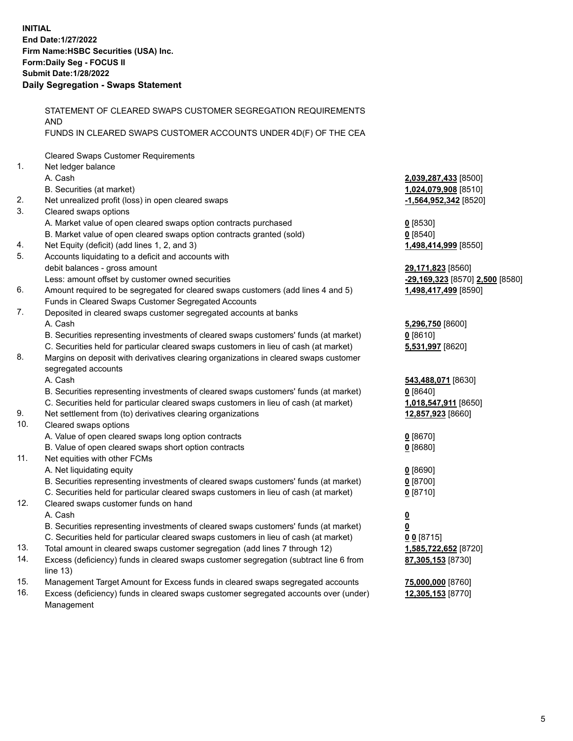**INITIAL**
**End Date:1/27/2022**
**Firm Name:HSBC Securities (USA) Inc.**
**Form:Daily Seg - FOCUS II**
**Submit Date:1/28/2022**
**Daily Segregation - Swaps Statement**

STATEMENT OF CLEARED SWAPS CUSTOMER SEGREGATION REQUIREMENTS AND
FUNDS IN CLEARED SWAPS CUSTOMER ACCOUNTS UNDER 4D(F) OF THE CEA

| | | |
|---|---|---|
| | Cleared Swaps Customer Requirements | |
| 1. | Net ledger balance | |
| | A. Cash | **2,039,287,433** [8500] |
| | B. Securities (at market) | **1,024,079,908** [8510] |
| 2. | Net unrealized profit (loss) in open cleared swaps | **-1,564,952,342** [8520] |
| 3. | Cleared swaps options | |
| | A. Market value of open cleared swaps option contracts purchased | **0** [8530] |
| | B. Market value of open cleared swaps option contracts granted (sold) | **0** [8540] |
| 4. | Net Equity (deficit) (add lines 1, 2, and 3) | **1,498,414,999** [8550] |
| 5. | Accounts liquidating to a deficit and accounts with debit balances - gross amount | **29,171,823** [8560] |
| | Less: amount offset by customer owned securities | **-29,169,323** [8570] **2,500** [8580] |
| 6. | Amount required to be segregated for cleared swaps customers (add lines 4 and 5) | **1,498,417,499** [8590] |
| | Funds in Cleared Swaps Customer Segregated Accounts | |
| 7. | Deposited in cleared swaps customer segregated accounts at banks | |
| | A. Cash | **5,296,750** [8600] |
| | B. Securities representing investments of cleared swaps customers' funds (at market) | **0** [8610] |
| | C. Securities held for particular cleared swaps customers in lieu of cash (at market) | **5,531,997** [8620] |
| 8. | Margins on deposit with derivatives clearing organizations in cleared swaps customer segregated accounts | |
| | A. Cash | **543,488,071** [8630] |
| | B. Securities representing investments of cleared swaps customers' funds (at market) | **0** [8640] |
| | C. Securities held for particular cleared swaps customers in lieu of cash (at market) | **1,018,547,911** [8650] |
| 9. | Net settlement from (to) derivatives clearing organizations | **12,857,923** [8660] |
| 10. | Cleared swaps options | |
| | A. Value of open cleared swaps long option contracts | **0** [8670] |
| | B. Value of open cleared swaps short option contracts | **0** [8680] |
| 11. | Net equities with other FCMs | |
| | A. Net liquidating equity | **0** [8690] |
| | B. Securities representing investments of cleared swaps customers' funds (at market) | **0** [8700] |
| | C. Securities held for particular cleared swaps customers in lieu of cash (at market) | **0** [8710] |
| 12. | Cleared swaps customer funds on hand | |
| | A. Cash | **0** |
| | B. Securities representing investments of cleared swaps customers' funds (at market) | **0** |
| | C. Securities held for particular cleared swaps customers in lieu of cash (at market) | **0** **0** [8715] |
| 13. | Total amount in cleared swaps customer segregation (add lines 7 through 12) | **1,585,722,652** [8720] |
| 14. | Excess (deficiency) funds in cleared swaps customer segregation (subtract line 6 from line 13) | **87,305,153** [8730] |
| 15. | Management Target Amount for Excess funds in cleared swaps segregated accounts | **75,000,000** [8760] |
| 16. | Excess (deficiency) funds in cleared swaps customer segregated accounts over (under) Management | **12,305,153** [8770] |